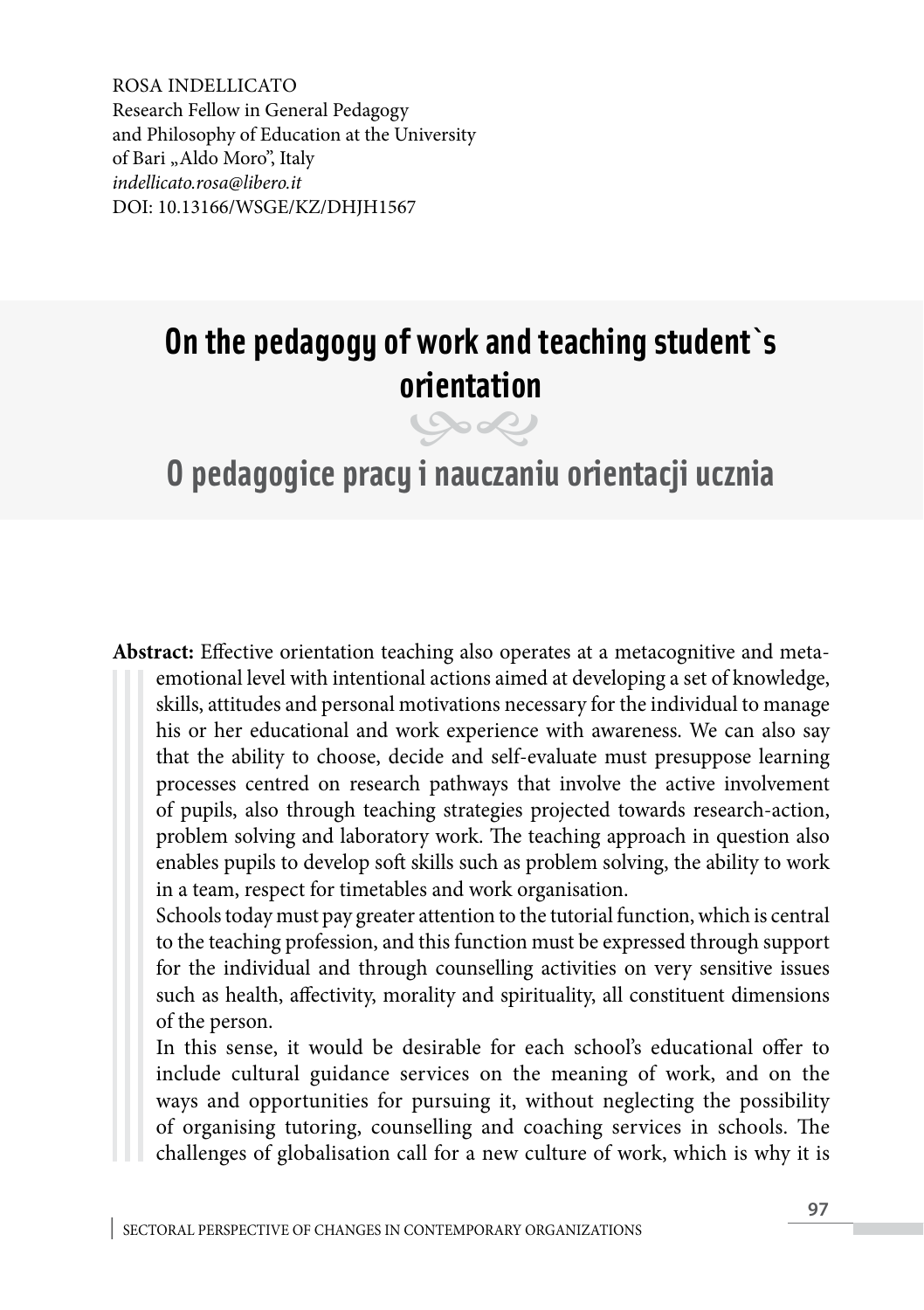ROSA INDELLICATO
Research Fellow in General Pedagogy
and Philosophy of Education at the University
of Bari „Aldo Moro", Italy
*indellicato.rosa@libero.it*
DOI: 10.13166/WSGE/KZ/DHJH1567

# On the pedagogy of work and teaching student`s orientation

# O pedagogice pracy i nauczaniu orientacji ucznia

**Abstract:** Effective orientation teaching also operates at a metacognitive and meta-emotional level with intentional actions aimed at developing a set of knowledge, skills, attitudes and personal motivations necessary for the individual to manage his or her educational and work experience with awareness. We can also say that the ability to choose, decide and self-evaluate must presuppose learning processes centred on research pathways that involve the active involvement of pupils, also through teaching strategies projected towards research-action, problem solving and laboratory work. The teaching approach in question also enables pupils to develop soft skills such as problem solving, the ability to work in a team, respect for timetables and work organisation.

Schools today must pay greater attention to the tutorial function, which is central to the teaching profession, and this function must be expressed through support for the individual and through counselling activities on very sensitive issues such as health, affectivity, morality and spirituality, all constituent dimensions of the person.

In this sense, it would be desirable for each school's educational offer to include cultural guidance services on the meaning of work, and on the ways and opportunities for pursuing it, without neglecting the possibility of organising tutoring, counselling and coaching services in schools. The challenges of globalisation call for a new culture of work, which is why it is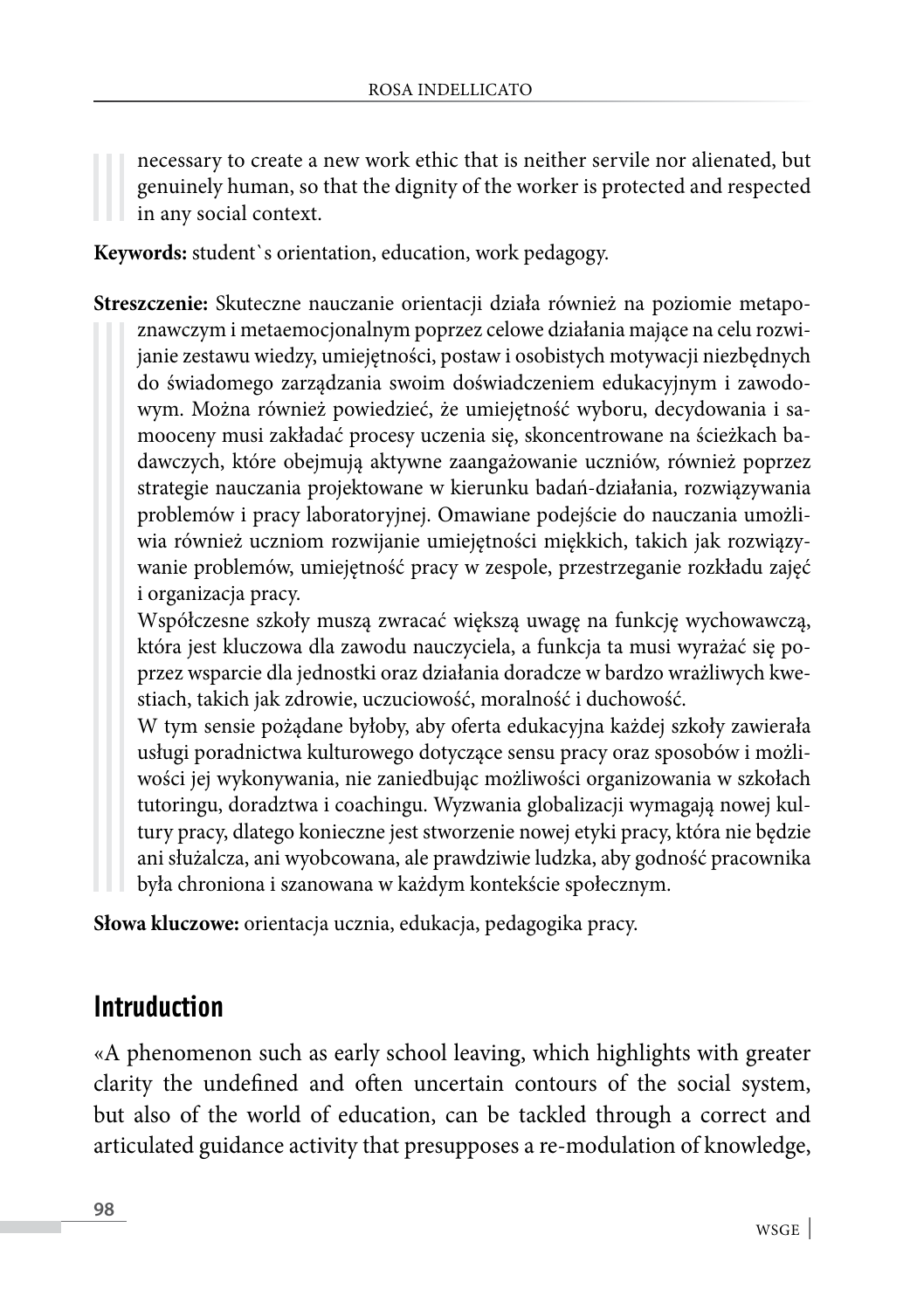necessary to create a new work ethic that is neither servile nor alienated, but genuinely human, so that the dignity of the worker is protected and respected in any social context.

**Keywords:** student`s orientation, education, work pedagogy.

**Streszczenie:** Skuteczne nauczanie orientacji działa również na poziomie metapoznawczym i metaemocjonalnym poprzez celowe działania mające na celu rozwijanie zestawu wiedzy, umiejętności, postaw i osobistych motywacji niezbędnych do świadomego zarządzania swoim doświadczeniem edukacyjnym i zawodowym. Można również powiedzieć, że umiejętność wyboru, decydowania i samooceny musi zakładać procesy uczenia się, skoncentrowane na ścieżkach badawczych, które obejmują aktywne zaangażowanie uczniów, również poprzez strategie nauczania projektowane w kierunku badań-działania, rozwiązywania problemów i pracy laboratoryjnej. Omawiane podejście do nauczania umożliwia również uczniom rozwijanie umiejętności miękkich, takich jak rozwiązywanie problemów, umiejętność pracy w zespole, przestrzeganie rozkładu zajęć i organizacja pracy.

Współczesne szkoły muszą zwracać większą uwagę na funkcję wychowawczą, która jest kluczowa dla zawodu nauczyciela, a funkcja ta musi wyrażać się poprzez wsparcie dla jednostki oraz działania doradcze w bardzo wrażliwych kwestiach, takich jak zdrowie, uczuciowość, moralność i duchowość.

W tym sensie pożądane byłoby, aby oferta edukacyjna każdej szkoły zawierała usługi poradnictwa kulturowego dotyczące sensu pracy oraz sposobów i możliwości jej wykonywania, nie zaniedbując możliwości organizowania w szkołach tutoringu, doradztwa i coachingu. Wyzwania globalizacji wymagają nowej kultury pracy, dlatego konieczne jest stworzenie nowej etyki pracy, która nie będzie ani służalcza, ani wyobcowana, ale prawdziwie ludzka, aby godność pracownika była chroniona i szanowana w każdym kontekście społecznym.

**Słowa kluczowe:** orientacja ucznia, edukacja, pedagogika pracy.

## Intruduction

«A phenomenon such as early school leaving, which highlights with greater clarity the undefined and often uncertain contours of the social system, but also of the world of education, can be tackled through a correct and articulated guidance activity that presupposes a re-modulation of knowledge,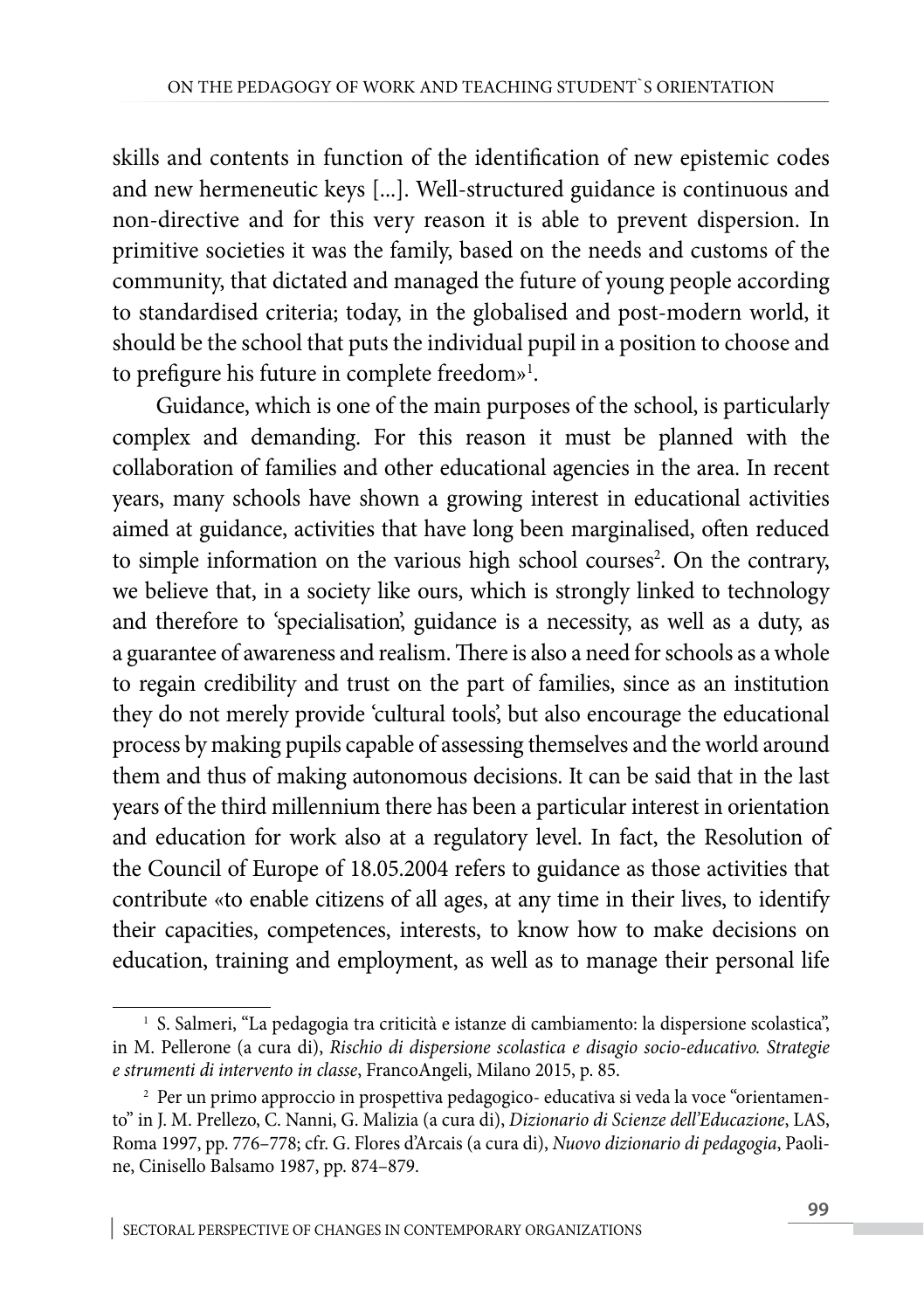skills and contents in function of the identification of new epistemic codes and new hermeneutic keys [...]. Well-structured guidance is continuous and non-directive and for this very reason it is able to prevent dispersion. In primitive societies it was the family, based on the needs and customs of the community, that dictated and managed the future of young people according to standardised criteria; today, in the globalised and post-modern world, it should be the school that puts the individual pupil in a position to choose and to prefigure his future in complete freedom»[1].

Guidance, which is one of the main purposes of the school, is particularly complex and demanding. For this reason it must be planned with the collaboration of families and other educational agencies in the area. In recent years, many schools have shown a growing interest in educational activities aimed at guidance, activities that have long been marginalised, often reduced to simple information on the various high school courses[2]. On the contrary, we believe that, in a society like ours, which is strongly linked to technology and therefore to 'specialisation', guidance is a necessity, as well as a duty, as a guarantee of awareness and realism. There is also a need for schools as a whole to regain credibility and trust on the part of families, since as an institution they do not merely provide 'cultural tools', but also encourage the educational process by making pupils capable of assessing themselves and the world around them and thus of making autonomous decisions. It can be said that in the last years of the third millennium there has been a particular interest in orientation and education for work also at a regulatory level. In fact, the Resolution of the Council of Europe of 18.05.2004 refers to guidance as those activities that contribute «to enable citizens of all ages, at any time in their lives, to identify their capacities, competences, interests, to know how to make decisions on education, training and employment, as well as to manage their personal life

[1] S. Salmeri, "La pedagogia tra criticità e istanze di cambiamento: la dispersione scolastica", in M. Pellerone (a cura di), *Rischio di dispersione scolastica e disagio socio-educativo. Strategie e strumenti di intervento in classe*, FrancoAngeli, Milano 2015, p. 85.

[2] Per un primo approccio in prospettiva pedagogico- educativa si veda la voce "orientamento" in J. M. Prellezo, C. Nanni, G. Malizia (a cura di), *Dizionario di Scienze dell'Educazione*, LAS, Roma 1997, pp. 776–778; cfr. G. Flores d'Arcais (a cura di), *Nuovo dizionario di pedagogia*, Paoline, Cinisello Balsamo 1987, pp. 874–879.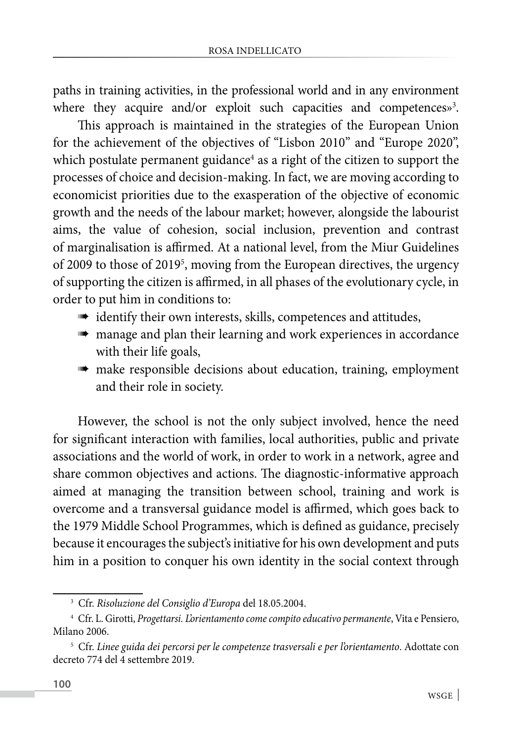paths in training activities, in the professional world and in any environment where they acquire and/or exploit such capacities and competences»[3].

This approach is maintained in the strategies of the European Union for the achievement of the objectives of "Lisbon 2010" and "Europe 2020", which postulate permanent guidance[4] as a right of the citizen to support the processes of choice and decision-making. In fact, we are moving according to economicist priorities due to the exasperation of the objective of economic growth and the needs of the labour market; however, alongside the labourist aims, the value of cohesion, social inclusion, prevention and contrast of marginalisation is affirmed. At a national level, from the Miur Guidelines of 2009 to those of 2019[5], moving from the European directives, the urgency of supporting the citizen is affirmed, in all phases of the evolutionary cycle, in order to put him in conditions to:

- identify their own interests, skills, competences and attitudes,
- manage and plan their learning and work experiences in accordance with their life goals,
- make responsible decisions about education, training, employment and their role in society.

However, the school is not the only subject involved, hence the need for significant interaction with families, local authorities, public and private associations and the world of work, in order to work in a network, agree and share common objectives and actions. The diagnostic-informative approach aimed at managing the transition between school, training and work is overcome and a transversal guidance model is affirmed, which goes back to the 1979 Middle School Programmes, which is defined as guidance, precisely because it encourages the subject's initiative for his own development and puts him in a position to conquer his own identity in the social context through

[3] Cfr. *Risoluzione del Consiglio d'Europa* del 18.05.2004.

[4] Cfr. L. Girotti, *Progettarsi. L'orientamento come compito educativo permanente*, Vita e Pensiero, Milano 2006.

[5] Cfr. *Linee guida dei percorsi per le competenze trasversali e per l'orientamento*. Adottate con decreto 774 del 4 settembre 2019.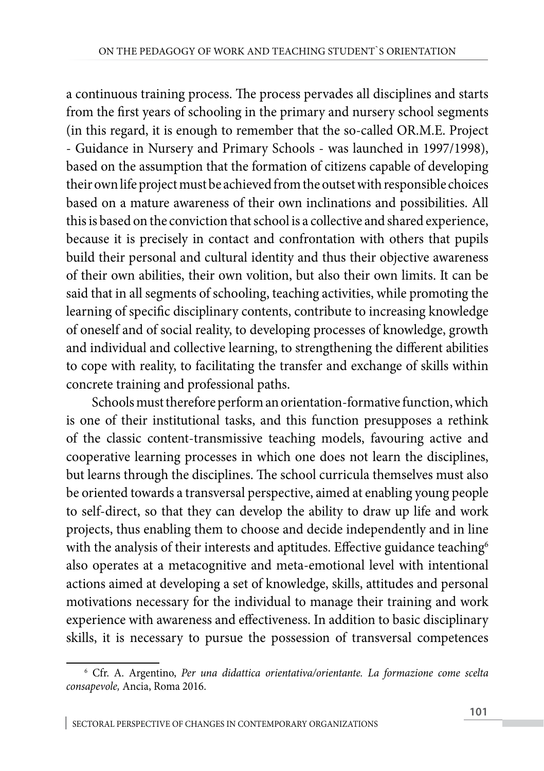a continuous training process. The process pervades all disciplines and starts from the first years of schooling in the primary and nursery school segments (in this regard, it is enough to remember that the so-called OR.M.E. Project - Guidance in Nursery and Primary Schools - was launched in 1997/1998), based on the assumption that the formation of citizens capable of developing their own life project must be achieved from the outset with responsible choices based on a mature awareness of their own inclinations and possibilities. All this is based on the conviction that school is a collective and shared experience, because it is precisely in contact and confrontation with others that pupils build their personal and cultural identity and thus their objective awareness of their own abilities, their own volition, but also their own limits. It can be said that in all segments of schooling, teaching activities, while promoting the learning of specific disciplinary contents, contribute to increasing knowledge of oneself and of social reality, to developing processes of knowledge, growth and individual and collective learning, to strengthening the different abilities to cope with reality, to facilitating the transfer and exchange of skills within concrete training and professional paths.

Schools must therefore perform an orientation-formative function, which is one of their institutional tasks, and this function presupposes a rethink of the classic content-transmissive teaching models, favouring active and cooperative learning processes in which one does not learn the disciplines, but learns through the disciplines. The school curricula themselves must also be oriented towards a transversal perspective, aimed at enabling young people to self-direct, so that they can develop the ability to draw up life and work projects, thus enabling them to choose and decide independently and in line with the analysis of their interests and aptitudes. Effective guidance teaching[6] also operates at a metacognitive and meta-emotional level with intentional actions aimed at developing a set of knowledge, skills, attitudes and personal motivations necessary for the individual to manage their training and work experience with awareness and effectiveness. In addition to basic disciplinary skills, it is necessary to pursue the possession of transversal competences

[6] Cfr. A. Argentino, *Per una didattica orientativa/orientante. La formazione come scelta consapevole,* Ancia, Roma 2016.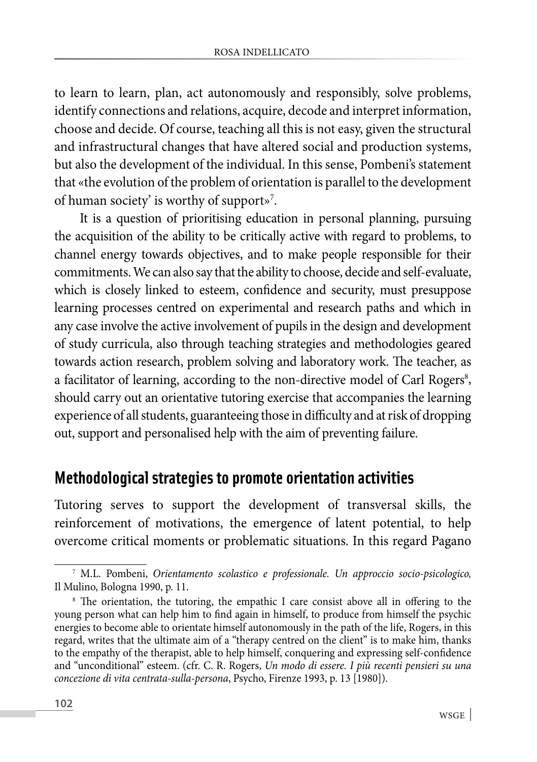to learn to learn, plan, act autonomously and responsibly, solve problems, identify connections and relations, acquire, decode and interpret information, choose and decide. Of course, teaching all this is not easy, given the structural and infrastructural changes that have altered social and production systems, but also the development of the individual. In this sense, Pombeni's statement that «the evolution of the problem of orientation is parallel to the development of human society' is worthy of support»[7].

It is a question of prioritising education in personal planning, pursuing the acquisition of the ability to be critically active with regard to problems, to channel energy towards objectives, and to make people responsible for their commitments. We can also say that the ability to choose, decide and self-evaluate, which is closely linked to esteem, confidence and security, must presuppose learning processes centred on experimental and research paths and which in any case involve the active involvement of pupils in the design and development of study curricula, also through teaching strategies and methodologies geared towards action research, problem solving and laboratory work. The teacher, as a facilitator of learning, according to the non-directive model of Carl Rogers[8], should carry out an orientative tutoring exercise that accompanies the learning experience of all students, guaranteeing those in difficulty and at risk of dropping out, support and personalised help with the aim of preventing failure.

## Methodological strategies to promote orientation activities

Tutoring serves to support the development of transversal skills, the reinforcement of motivations, the emergence of latent potential, to help overcome critical moments or problematic situations. In this regard Pagano

[7] M.L. Pombeni, *Orientamento scolastico e professionale. Un approccio socio-psicologico,* Il Mulino, Bologna 1990, p. 11.

[8] The orientation, the tutoring, the empathic I care consist above all in offering to the young person what can help him to find again in himself, to produce from himself the psychic energies to become able to orientate himself autonomously in the path of the life, Rogers, in this regard, writes that the ultimate aim of a "therapy centred on the client" is to make him, thanks to the empathy of the therapist, able to help himself, conquering and expressing self-confidence and "unconditional" esteem. (cfr. C. R. Rogers, *Un modo di essere. I più recenti pensieri su una concezione di vita centrata-sulla-persona*, Psycho, Firenze 1993, p. 13 [1980]).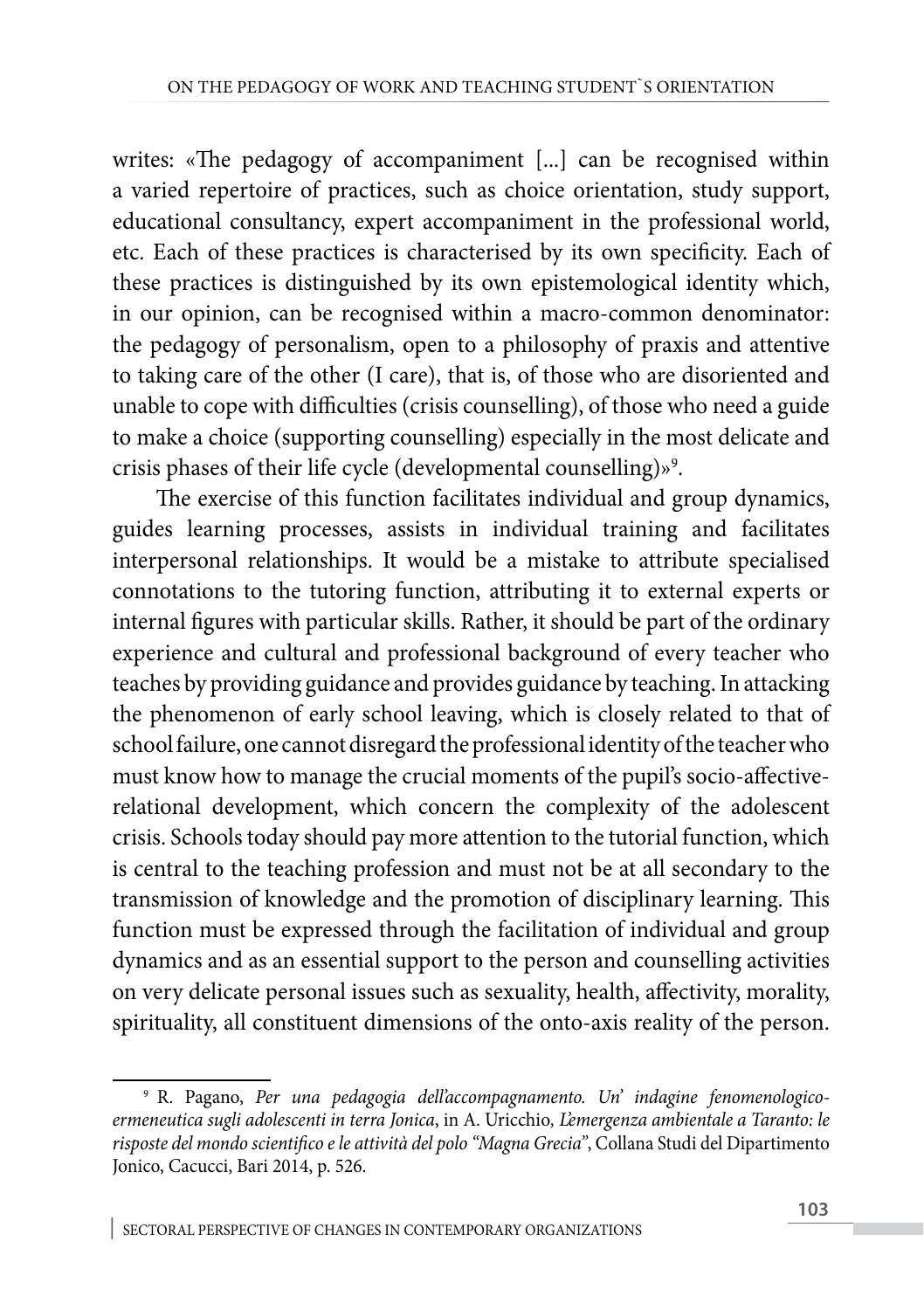writes: «The pedagogy of accompaniment [...] can be recognised within a varied repertoire of practices, such as choice orientation, study support, educational consultancy, expert accompaniment in the professional world, etc. Each of these practices is characterised by its own specificity. Each of these practices is distinguished by its own epistemological identity which, in our opinion, can be recognised within a macro-common denominator: the pedagogy of personalism, open to a philosophy of praxis and attentive to taking care of the other (I care), that is, of those who are disoriented and unable to cope with difficulties (crisis counselling), of those who need a guide to make a choice (supporting counselling) especially in the most delicate and crisis phases of their life cycle (developmental counselling)»[9].

The exercise of this function facilitates individual and group dynamics, guides learning processes, assists in individual training and facilitates interpersonal relationships. It would be a mistake to attribute specialised connotations to the tutoring function, attributing it to external experts or internal figures with particular skills. Rather, it should be part of the ordinary experience and cultural and professional background of every teacher who teaches by providing guidance and provides guidance by teaching. In attacking the phenomenon of early school leaving, which is closely related to that of school failure, one cannot disregard the professional identity of the teacher who must know how to manage the crucial moments of the pupil's socio-affective-relational development, which concern the complexity of the adolescent crisis. Schools today should pay more attention to the tutorial function, which is central to the teaching profession and must not be at all secondary to the transmission of knowledge and the promotion of disciplinary learning. This function must be expressed through the facilitation of individual and group dynamics and as an essential support to the person and counselling activities on very delicate personal issues such as sexuality, health, affectivity, morality, spirituality, all constituent dimensions of the onto-axis reality of the person.

---

[9] R. Pagano, *Per una pedagogia dell'accompagnamento. Un' indagine fenomenologico-ermeneutica sugli adolescenti in terra Jonica*, in A. Uricchio, *L'emergenza ambientale a Taranto: le risposte del mondo scientifico e le attività del polo "Magna Grecia"*, Collana Studi del Dipartimento Jonico, Cacucci, Bari 2014, p. 526.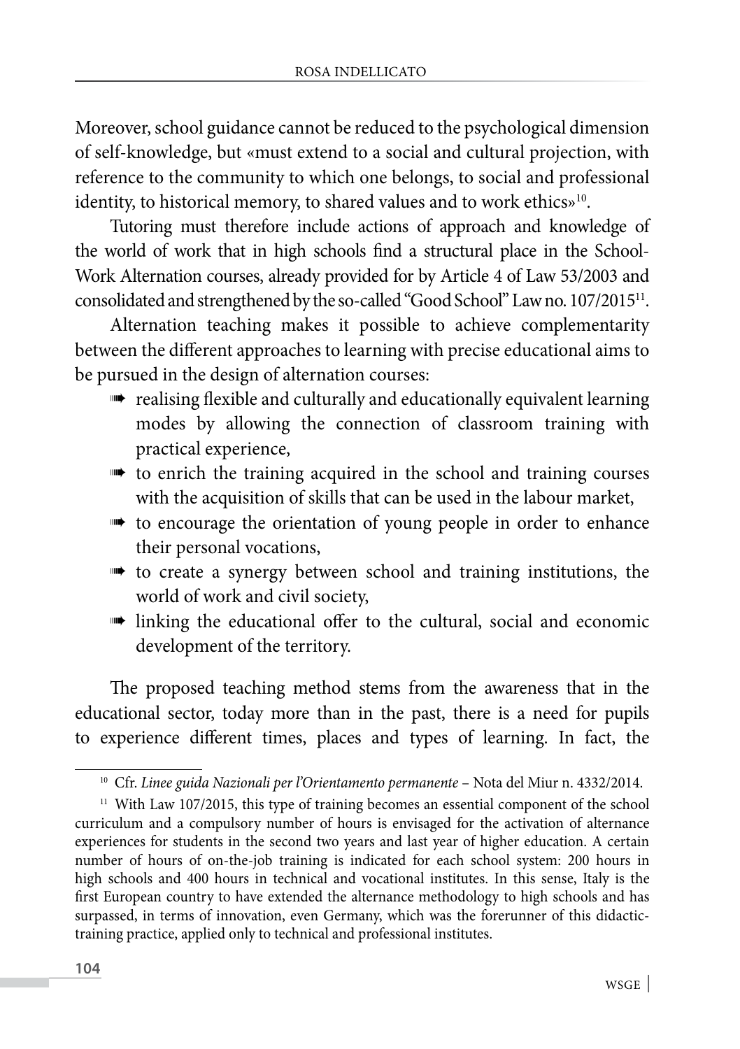Moreover, school guidance cannot be reduced to the psychological dimension of self-knowledge, but «must extend to a social and cultural projection, with reference to the community to which one belongs, to social and professional identity, to historical memory, to shared values and to work ethics»[10].

Tutoring must therefore include actions of approach and knowledge of the world of work that in high schools find a structural place in the School-Work Alternation courses, already provided for by Article 4 of Law 53/2003 and consolidated and strengthened by the so-called "Good School" Law no. 107/2015[11].

Alternation teaching makes it possible to achieve complementarity between the different approaches to learning with precise educational aims to be pursued in the design of alternation courses:

- realising flexible and culturally and educationally equivalent learning modes by allowing the connection of classroom training with practical experience,
- to enrich the training acquired in the school and training courses with the acquisition of skills that can be used in the labour market,
- to encourage the orientation of young people in order to enhance their personal vocations,
- to create a synergy between school and training institutions, the world of work and civil society,
- linking the educational offer to the cultural, social and economic development of the territory.

The proposed teaching method stems from the awareness that in the educational sector, today more than in the past, there is a need for pupils to experience different times, places and types of learning. In fact, the

[10] Cfr. *Linee guida Nazionali per l'Orientamento permanente* – Nota del Miur n. 4332/2014.

[11] With Law 107/2015, this type of training becomes an essential component of the school curriculum and a compulsory number of hours is envisaged for the activation of alternance experiences for students in the second two years and last year of higher education. A certain number of hours of on-the-job training is indicated for each school system: 200 hours in high schools and 400 hours in technical and vocational institutes. In this sense, Italy is the first European country to have extended the alternance methodology to high schools and has surpassed, in terms of innovation, even Germany, which was the forerunner of this didactic-training practice, applied only to technical and professional institutes.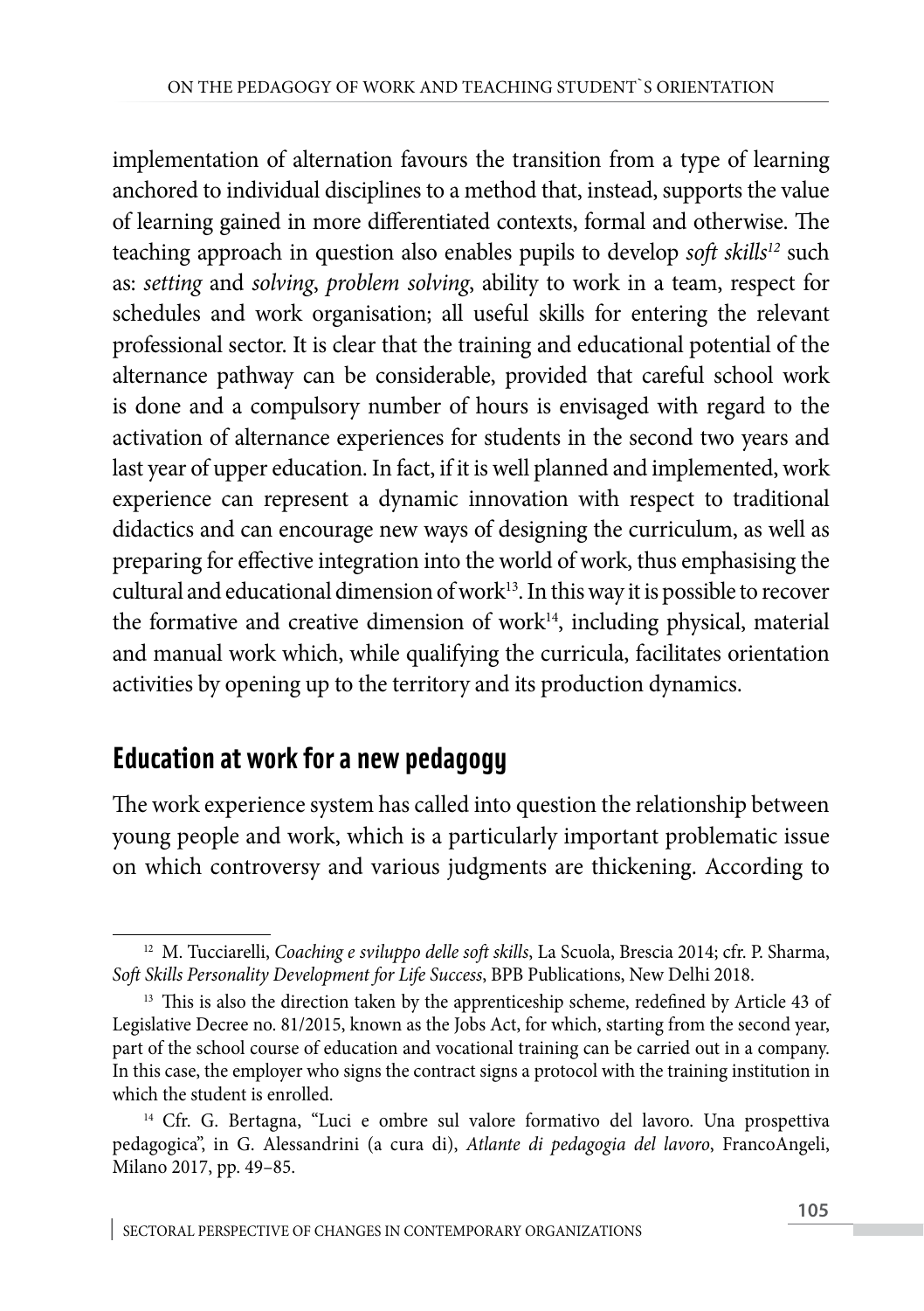implementation of alternation favours the transition from a type of learning anchored to individual disciplines to a method that, instead, supports the value of learning gained in more differentiated contexts, formal and otherwise. The teaching approach in question also enables pupils to develop *soft skills*[12] such as: *setting* and *solving*, *problem solving*, ability to work in a team, respect for schedules and work organisation; all useful skills for entering the relevant professional sector. It is clear that the training and educational potential of the alternance pathway can be considerable, provided that careful school work is done and a compulsory number of hours is envisaged with regard to the activation of alternance experiences for students in the second two years and last year of upper education. In fact, if it is well planned and implemented, work experience can represent a dynamic innovation with respect to traditional didactics and can encourage new ways of designing the curriculum, as well as preparing for effective integration into the world of work, thus emphasising the cultural and educational dimension of work[13]. In this way it is possible to recover the formative and creative dimension of work[14], including physical, material and manual work which, while qualifying the curricula, facilitates orientation activities by opening up to the territory and its production dynamics.

## Education at work for a new pedagogy

The work experience system has called into question the relationship between young people and work, which is a particularly important problematic issue on which controversy and various judgments are thickening. According to

---

[12] M. Tucciarelli, *Coaching e sviluppo delle soft skills*, La Scuola, Brescia 2014; cfr. P. Sharma, *Soft Skills Personality Development for Life Success*, BPB Publications, New Delhi 2018.

[13] This is also the direction taken by the apprenticeship scheme, redefined by Article 43 of Legislative Decree no. 81/2015, known as the Jobs Act, for which, starting from the second year, part of the school course of education and vocational training can be carried out in a company. In this case, the employer who signs the contract signs a protocol with the training institution in which the student is enrolled.

[14] Cfr. G. Bertagna, "Luci e ombre sul valore formativo del lavoro. Una prospettiva pedagogica", in G. Alessandrini (a cura di), *Atlante di pedagogia del lavoro*, FrancoAngeli, Milano 2017, pp. 49–85.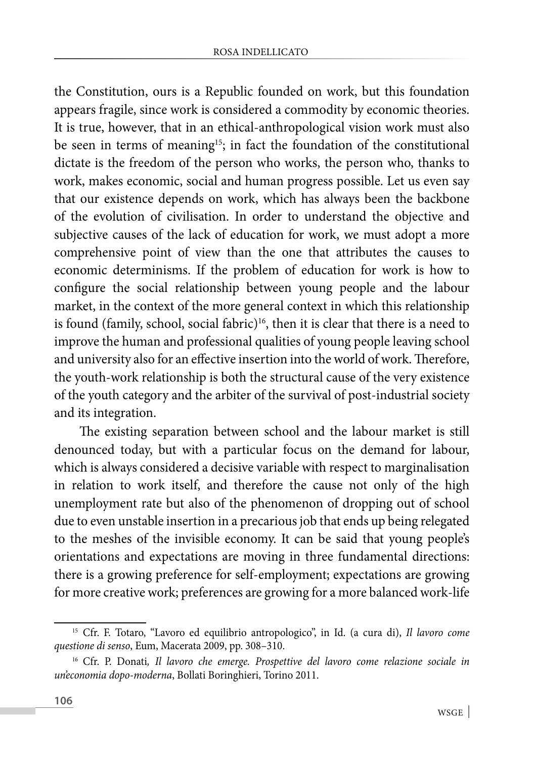the Constitution, ours is a Republic founded on work, but this foundation appears fragile, since work is considered a commodity by economic theories. It is true, however, that in an ethical-anthropological vision work must also be seen in terms of meaning[15]; in fact the foundation of the constitutional dictate is the freedom of the person who works, the person who, thanks to work, makes economic, social and human progress possible. Let us even say that our existence depends on work, which has always been the backbone of the evolution of civilisation. In order to understand the objective and subjective causes of the lack of education for work, we must adopt a more comprehensive point of view than the one that attributes the causes to economic determinisms. If the problem of education for work is how to configure the social relationship between young people and the labour market, in the context of the more general context in which this relationship is found (family, school, social fabric)[16], then it is clear that there is a need to improve the human and professional qualities of young people leaving school and university also for an effective insertion into the world of work. Therefore, the youth-work relationship is both the structural cause of the very existence of the youth category and the arbiter of the survival of post-industrial society and its integration.

The existing separation between school and the labour market is still denounced today, but with a particular focus on the demand for labour, which is always considered a decisive variable with respect to marginalisation in relation to work itself, and therefore the cause not only of the high unemployment rate but also of the phenomenon of dropping out of school due to even unstable insertion in a precarious job that ends up being relegated to the meshes of the invisible economy. It can be said that young people's orientations and expectations are moving in three fundamental directions: there is a growing preference for self-employment; expectations are growing for more creative work; preferences are growing for a more balanced work-life

---

[15] Cfr. F. Totaro, "Lavoro ed equilibrio antropologico", in Id. (a cura di), *Il lavoro come questione di senso*, Eum, Macerata 2009, pp. 308–310.

[16] Cfr. P. Donati, *Il lavoro che emerge. Prospettive del lavoro come relazione sociale in un'economia dopo-moderna*, Bollati Boringhieri, Torino 2011.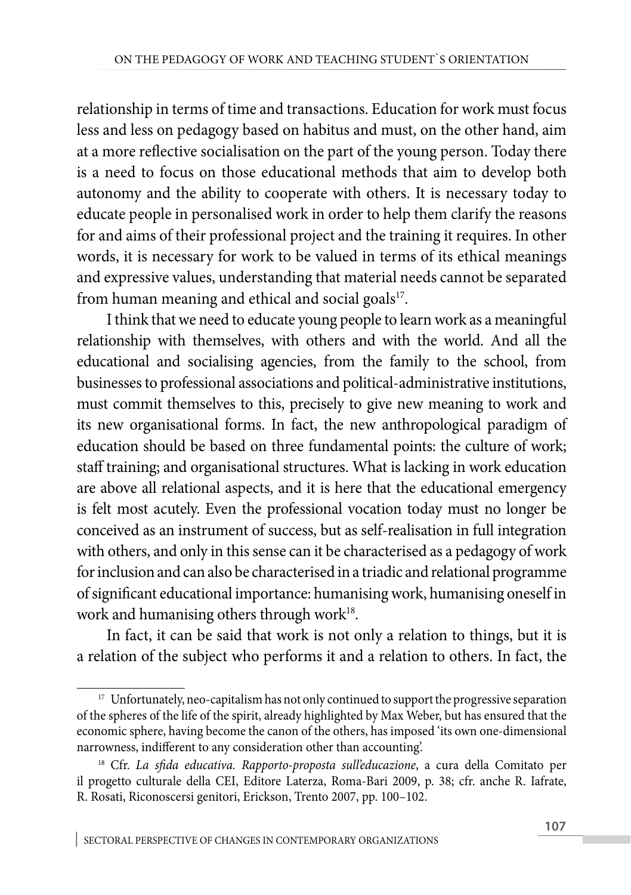relationship in terms of time and transactions. Education for work must focus less and less on pedagogy based on habitus and must, on the other hand, aim at a more reflective socialisation on the part of the young person. Today there is a need to focus on those educational methods that aim to develop both autonomy and the ability to cooperate with others. It is necessary today to educate people in personalised work in order to help them clarify the reasons for and aims of their professional project and the training it requires. In other words, it is necessary for work to be valued in terms of its ethical meanings and expressive values, understanding that material needs cannot be separated from human meaning and ethical and social goals[17].

I think that we need to educate young people to learn work as a meaningful relationship with themselves, with others and with the world. And all the educational and socialising agencies, from the family to the school, from businesses to professional associations and political-administrative institutions, must commit themselves to this, precisely to give new meaning to work and its new organisational forms. In fact, the new anthropological paradigm of education should be based on three fundamental points: the culture of work; staff training; and organisational structures. What is lacking in work education are above all relational aspects, and it is here that the educational emergency is felt most acutely. Even the professional vocation today must no longer be conceived as an instrument of success, but as self-realisation in full integration with others, and only in this sense can it be characterised as a pedagogy of work for inclusion and can also be characterised in a triadic and relational programme of significant educational importance: humanising work, humanising oneself in work and humanising others through work[18].

In fact, it can be said that work is not only a relation to things, but it is a relation of the subject who performs it and a relation to others. In fact, the

---

[17] Unfortunately, neo-capitalism has not only continued to support the progressive separation of the spheres of the life of the spirit, already highlighted by Max Weber, but has ensured that the economic sphere, having become the canon of the others, has imposed 'its own one-dimensional narrowness, indifferent to any consideration other than accounting'.

[18] Cfr. *La sfida educativa. Rapporto-proposta sull'educazione*, a cura della Comitato per il progetto culturale della CEI, Editore Laterza, Roma-Bari 2009, p. 38; cfr. anche R. Iafrate, R. Rosati, Riconoscersi genitori, Erickson, Trento 2007, pp. 100–102.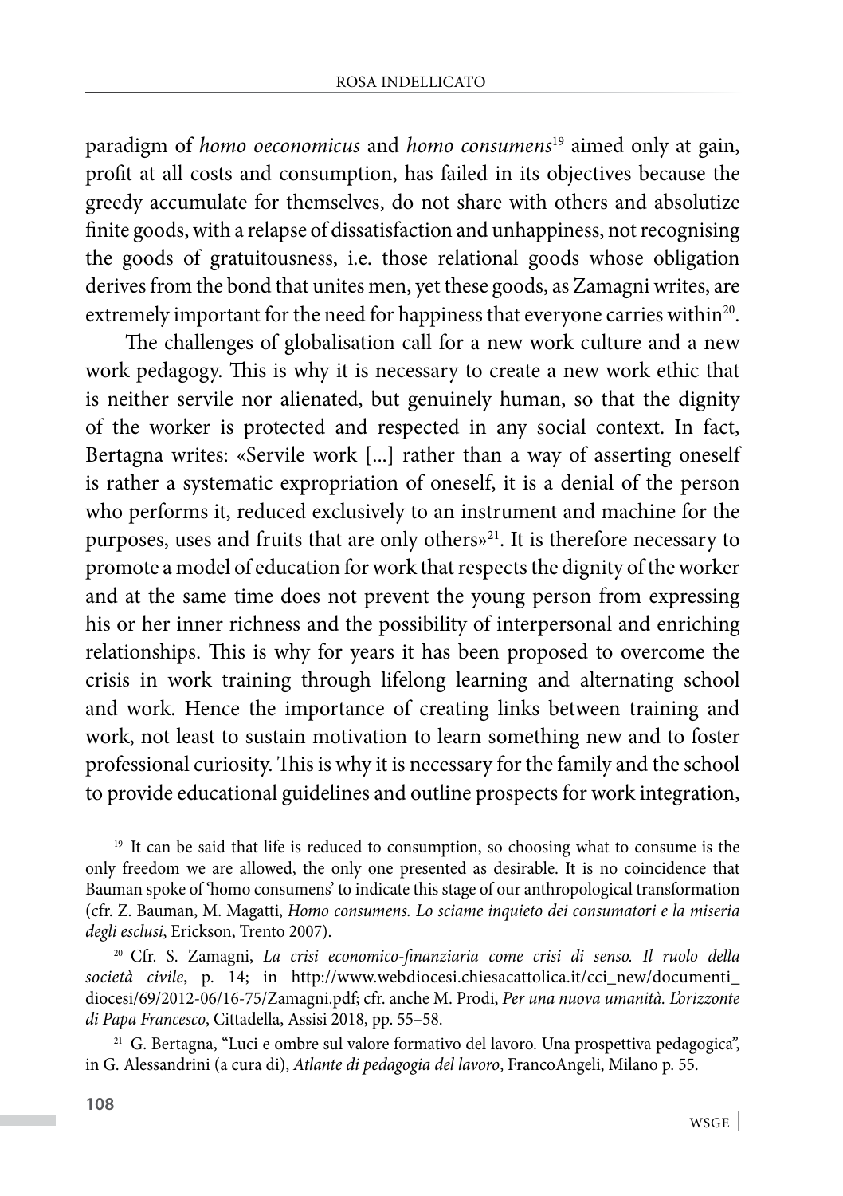paradigm of *homo oeconomicus* and *homo consumens*[19] aimed only at gain, profit at all costs and consumption, has failed in its objectives because the greedy accumulate for themselves, do not share with others and absolutize finite goods, with a relapse of dissatisfaction and unhappiness, not recognising the goods of gratuitousness, i.e. those relational goods whose obligation derives from the bond that unites men, yet these goods, as Zamagni writes, are extremely important for the need for happiness that everyone carries within[20].

The challenges of globalisation call for a new work culture and a new work pedagogy. This is why it is necessary to create a new work ethic that is neither servile nor alienated, but genuinely human, so that the dignity of the worker is protected and respected in any social context. In fact, Bertagna writes: «Servile work [...] rather than a way of asserting oneself is rather a systematic expropriation of oneself, it is a denial of the person who performs it, reduced exclusively to an instrument and machine for the purposes, uses and fruits that are only others»[21]. It is therefore necessary to promote a model of education for work that respects the dignity of the worker and at the same time does not prevent the young person from expressing his or her inner richness and the possibility of interpersonal and enriching relationships. This is why for years it has been proposed to overcome the crisis in work training through lifelong learning and alternating school and work. Hence the importance of creating links between training and work, not least to sustain motivation to learn something new and to foster professional curiosity. This is why it is necessary for the family and the school to provide educational guidelines and outline prospects for work integration,

---

[19] It can be said that life is reduced to consumption, so choosing what to consume is the only freedom we are allowed, the only one presented as desirable. It is no coincidence that Bauman spoke of 'homo consumens' to indicate this stage of our anthropological transformation (cfr. Z. Bauman, M. Magatti, *Homo consumens. Lo sciame inquieto dei consumatori e la miseria degli esclusi*, Erickson, Trento 2007).

[20] Cfr. S. Zamagni, *La crisi economico-finanziaria come crisi di senso. Il ruolo della società civile*, p. 14; in http://www.webdiocesi.chiesacattolica.it/cci_new/documenti_diocesi/69/2012-06/16-75/Zamagni.pdf; cfr. anche M. Prodi, *Per una nuova umanità. L'orizzonte di Papa Francesco*, Cittadella, Assisi 2018, pp. 55–58.

[21] G. Bertagna, "Luci e ombre sul valore formativo del lavoro. Una prospettiva pedagogica", in G. Alessandrini (a cura di), *Atlante di pedagogia del lavoro*, FrancoAngeli, Milano p. 55.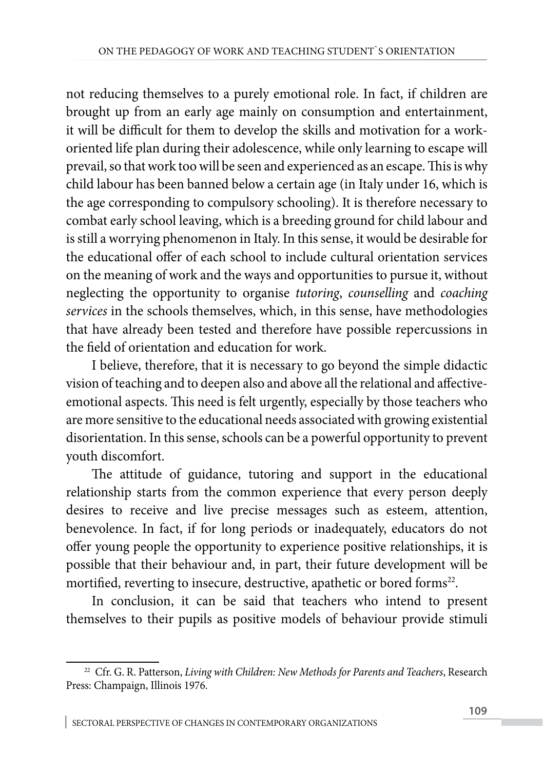not reducing themselves to a purely emotional role. In fact, if children are brought up from an early age mainly on consumption and entertainment, it will be difficult for them to develop the skills and motivation for a work-oriented life plan during their adolescence, while only learning to escape will prevail, so that work too will be seen and experienced as an escape. This is why child labour has been banned below a certain age (in Italy under 16, which is the age corresponding to compulsory schooling). It is therefore necessary to combat early school leaving, which is a breeding ground for child labour and is still a worrying phenomenon in Italy. In this sense, it would be desirable for the educational offer of each school to include cultural orientation services on the meaning of work and the ways and opportunities to pursue it, without neglecting the opportunity to organise *tutoring*, *counselling* and *coaching services* in the schools themselves, which, in this sense, have methodologies that have already been tested and therefore have possible repercussions in the field of orientation and education for work.

I believe, therefore, that it is necessary to go beyond the simple didactic vision of teaching and to deepen also and above all the relational and affective-emotional aspects. This need is felt urgently, especially by those teachers who are more sensitive to the educational needs associated with growing existential disorientation. In this sense, schools can be a powerful opportunity to prevent youth discomfort.

The attitude of guidance, tutoring and support in the educational relationship starts from the common experience that every person deeply desires to receive and live precise messages such as esteem, attention, benevolence. In fact, if for long periods or inadequately, educators do not offer young people the opportunity to experience positive relationships, it is possible that their behaviour and, in part, their future development will be mortified, reverting to insecure, destructive, apathetic or bored forms[22].

In conclusion, it can be said that teachers who intend to present themselves to their pupils as positive models of behaviour provide stimuli

[22] Cfr. G. R. Patterson, *Living with Children: New Methods for Parents and Teachers*, Research Press: Champaign, Illinois 1976.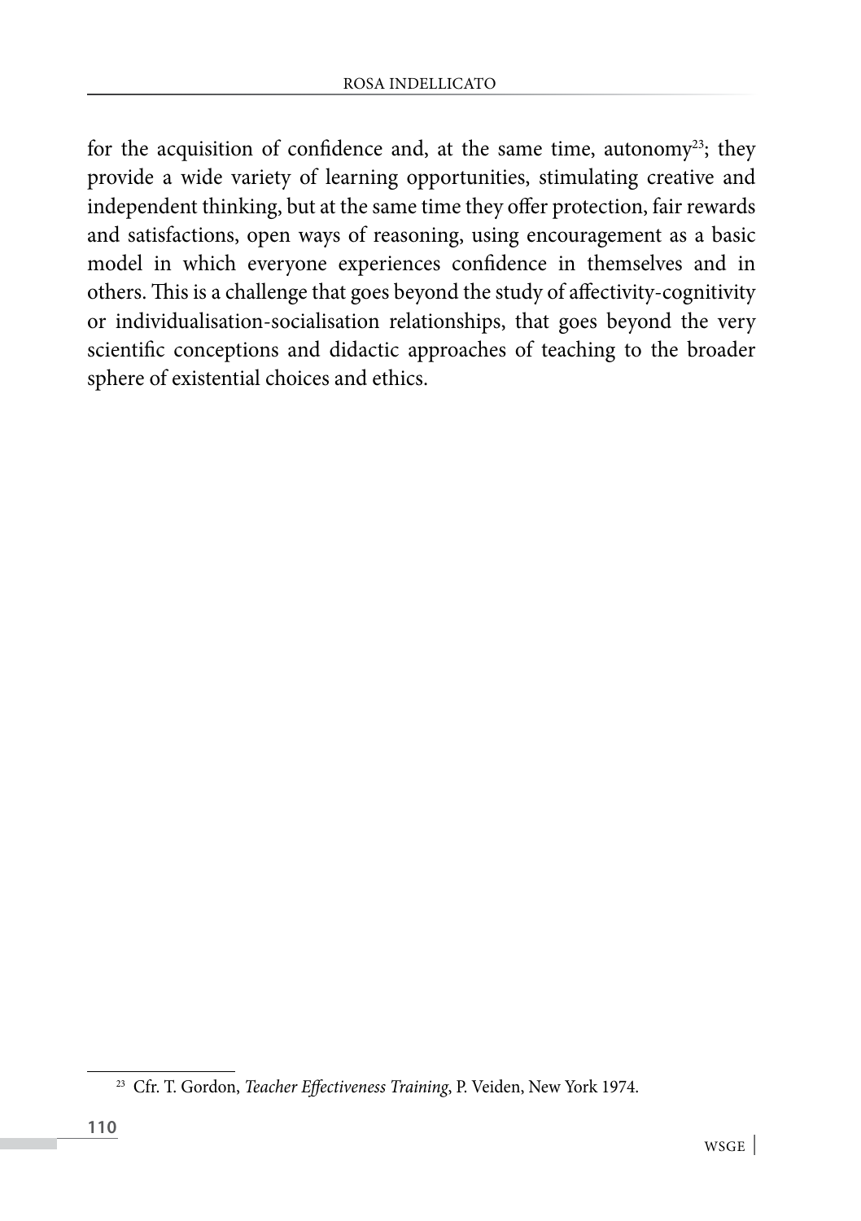for the acquisition of confidence and, at the same time, autonomy[23]; they provide a wide variety of learning opportunities, stimulating creative and independent thinking, but at the same time they offer protection, fair rewards and satisfactions, open ways of reasoning, using encouragement as a basic model in which everyone experiences confidence in themselves and in others. This is a challenge that goes beyond the study of affectivity-cognitivity or individualisation-socialisation relationships, that goes beyond the very scientific conceptions and didactic approaches of teaching to the broader sphere of existential choices and ethics.

---

[23] Cfr. T. Gordon, *Teacher Effectiveness Training*, P. Veiden, New York 1974.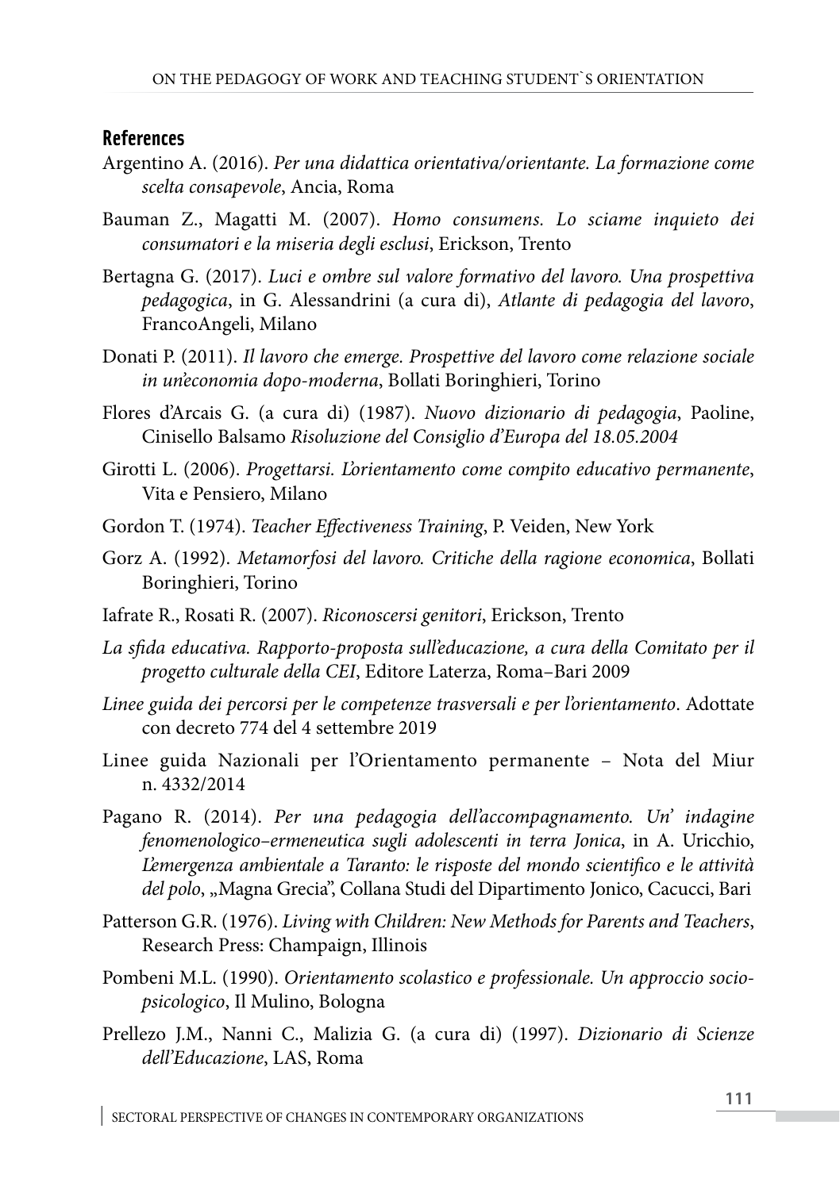## References

Argentino A. (2016). *Per una didattica orientativa/orientante. La formazione come scelta consapevole*, Ancia, Roma

Bauman Z., Magatti M. (2007). *Homo consumens. Lo sciame inquieto dei consumatori e la miseria degli esclusi*, Erickson, Trento

Bertagna G. (2017). *Luci e ombre sul valore formativo del lavoro. Una prospettiva pedagogica*, in G. Alessandrini (a cura di), *Atlante di pedagogia del lavoro*, FrancoAngeli, Milano

Donati P. (2011). *Il lavoro che emerge. Prospettive del lavoro come relazione sociale in un'economia dopo-moderna*, Bollati Boringhieri, Torino

Flores d'Arcais G. (a cura di) (1987). *Nuovo dizionario di pedagogia*, Paoline, Cinisello Balsamo *Risoluzione del Consiglio d'Europa del 18.05.2004*

Girotti L. (2006). *Progettarsi. L'orientamento come compito educativo permanente*, Vita e Pensiero, Milano

Gordon T. (1974). *Teacher Effectiveness Training*, P. Veiden, New York

Gorz A. (1992). *Metamorfosi del lavoro. Critiche della ragione economica*, Bollati Boringhieri, Torino

Iafrate R., Rosati R. (2007). *Riconoscersi genitori*, Erickson, Trento

*La sfida educativa. Rapporto-proposta sull'educazione, a cura della Comitato per il progetto culturale della CEI*, Editore Laterza, Roma–Bari 2009

*Linee guida dei percorsi per le competenze trasversali e per l'orientamento*. Adottate con decreto 774 del 4 settembre 2019

Linee guida Nazionali per l'Orientamento permanente – Nota del Miur n. 4332/2014

Pagano R. (2014). *Per una pedagogia dell'accompagnamento. Un' indagine fenomenologico–ermeneutica sugli adolescenti in terra Jonica*, in A. Uricchio, *L'emergenza ambientale a Taranto: le risposte del mondo scientifico e le attività del polo*, „Magna Grecia", Collana Studi del Dipartimento Jonico, Cacucci, Bari

Patterson G.R. (1976). *Living with Children: New Methods for Parents and Teachers*, Research Press: Champaign, Illinois

Pombeni M.L. (1990). *Orientamento scolastico e professionale. Un approccio socio-psicologico*, Il Mulino, Bologna

Prellezo J.M., Nanni C., Malizia G. (a cura di) (1997). *Dizionario di Scienze dell'Educazione*, LAS, Roma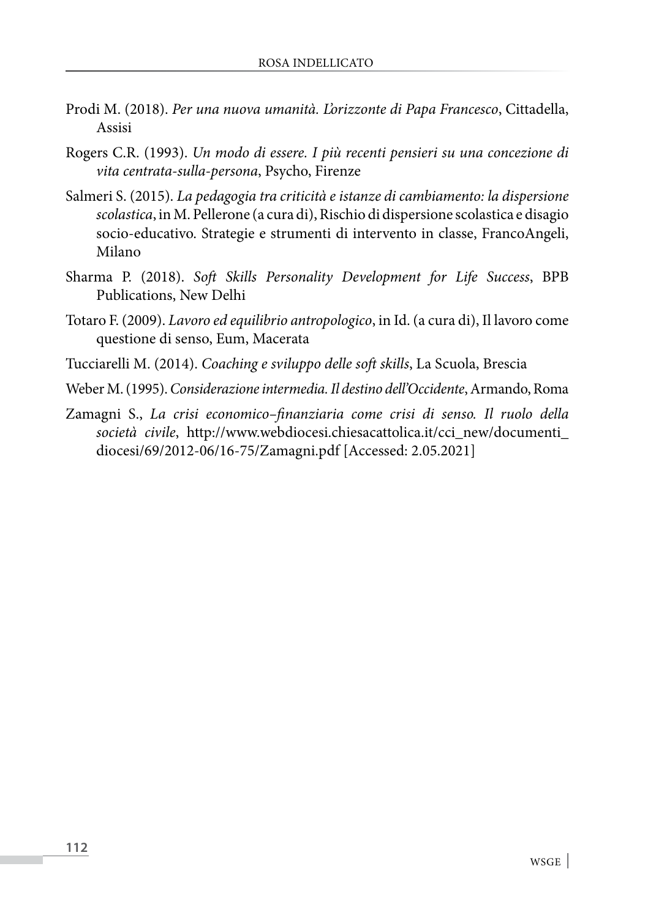Prodi M. (2018). *Per una nuova umanità. L'orizzonte di Papa Francesco*, Cittadella, Assisi

Rogers C.R. (1993). *Un modo di essere. I più recenti pensieri su una concezione di vita centrata-sulla-persona*, Psycho, Firenze

Salmeri S. (2015). *La pedagogia tra criticità e istanze di cambiamento: la dispersione scolastica*, in M. Pellerone (a cura di), Rischio di dispersione scolastica e disagio socio-educativo. Strategie e strumenti di intervento in classe, FrancoAngeli, Milano

Sharma P. (2018). *Soft Skills Personality Development for Life Success*, BPB Publications, New Delhi

Totaro F. (2009). *Lavoro ed equilibrio antropologico*, in Id. (a cura di), Il lavoro come questione di senso, Eum, Macerata

Tucciarelli M. (2014). *Coaching e sviluppo delle soft skills*, La Scuola, Brescia

Weber M. (1995). *Considerazione intermedia. Il destino dell'Occidente*, Armando, Roma

Zamagni S., *La crisi economico–finanziaria come crisi di senso. Il ruolo della società civile*, http://www.webdiocesi.chiesacattolica.it/cci_new/documenti_diocesi/69/2012-06/16-75/Zamagni.pdf [Accessed: 2.05.2021]